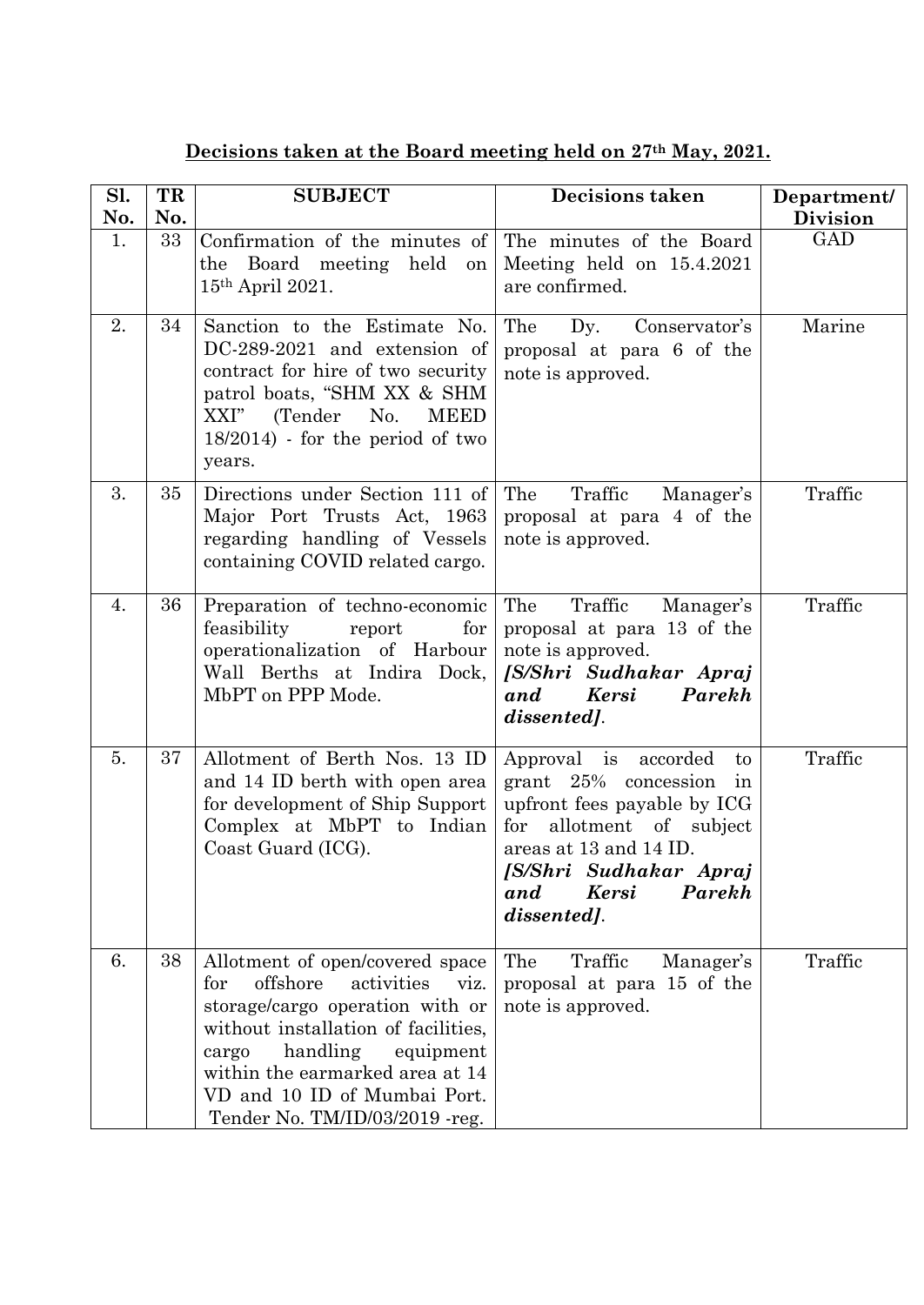**Decisions taken at the Board meeting held on 27th May, 2021.**

| Sl. No. | TR No. | SUBJECT | Decisions taken | Department/ Division |
|---|---|---|---|---|
| 1. | 33 | Confirmation of the minutes of the Board meeting held on 15th April 2021. | The minutes of the Board Meeting held on 15.4.2021 are confirmed. | GAD |
| 2. | 34 | Sanction to the Estimate No. DC-289-2021 and extension of contract for hire of two security patrol boats, "SHM XX & SHM XXI" (Tender No. MEED 18/2014) - for the period of two years. | The Dy. Conservator's proposal at para 6 of the note is approved. | Marine |
| 3. | 35 | Directions under Section 111 of Major Port Trusts Act, 1963 regarding handling of Vessels containing COVID related cargo. | The Traffic Manager's proposal at para 4 of the note is approved. | Traffic |
| 4. | 36 | Preparation of techno-economic feasibility report for operationalization of Harbour Wall Berths at Indira Dock, MbPT on PPP Mode. | The Traffic Manager's proposal at para 13 of the note is approved. ***[S/Shri Sudhakar Apraj and Kersi Parekh dissented].*** | Traffic |
| 5. | 37 | Allotment of Berth Nos. 13 ID and 14 ID berth with open area for development of Ship Support Complex at MbPT to Indian Coast Guard (ICG). | Approval is accorded to grant 25% concession in upfront fees payable by ICG for allotment of subject areas at 13 and 14 ID. ***[S/Shri Sudhakar Apraj and Kersi Parekh dissented].*** | Traffic |
| 6. | 38 | Allotment of open/covered space for offshore activities viz. storage/cargo operation with or without installation of facilities, cargo handling equipment within the earmarked area at 14 VD and 10 ID of Mumbai Port. Tender No. TM/ID/03/2019 -reg. | The Traffic Manager's proposal at para 15 of the note is approved. | Traffic |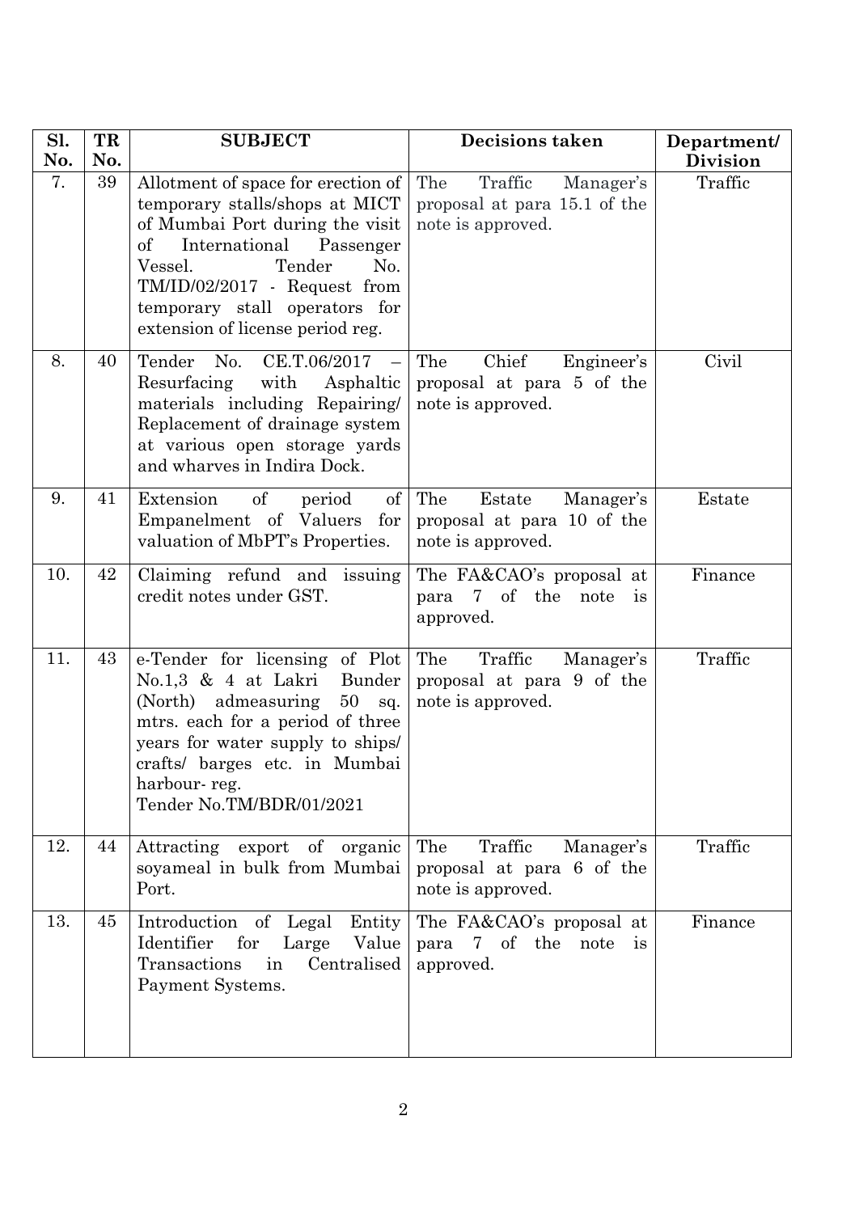| Sl. No. | TR No. | SUBJECT | Decisions taken | Department/ Division |
|---|---|---|---|---|
| 7. | 39 | Allotment of space for erection of temporary stalls/shops at MICT of Mumbai Port during the visit of International Passenger Vessel. Tender No. TM/ID/02/2017 - Request from temporary stall operators for extension of license period reg. | The Traffic Manager's proposal at para 15.1 of the note is approved. | Traffic |
| 8. | 40 | Tender No. CE.T.06/2017 – Resurfacing with Asphaltic materials including Repairing/ Replacement of drainage system at various open storage yards and wharves in Indira Dock. | The Chief Engineer's proposal at para 5 of the note is approved. | Civil |
| 9. | 41 | Extension of period of Empanelment of Valuers for valuation of MbPT's Properties. | The Estate Manager's proposal at para 10 of the note is approved. | Estate |
| 10. | 42 | Claiming refund and issuing credit notes under GST. | The FA&CAO's proposal at para 7 of the note is approved. | Finance |
| 11. | 43 | e-Tender for licensing of Plot No.1,3 & 4 at Lakri Bunder (North) admeasuring 50 sq. mtrs. each for a period of three years for water supply to ships/ crafts/ barges etc. in Mumbai harbour- reg. Tender No.TM/BDR/01/2021 | The Traffic Manager's proposal at para 9 of the note is approved. | Traffic |
| 12. | 44 | Attracting export of organic soyameal in bulk from Mumbai Port. | The Traffic Manager's proposal at para 6 of the note is approved. | Traffic |
| 13. | 45 | Introduction of Legal Entity Identifier for Large Value Transactions in Centralised Payment Systems. | The FA&CAO's proposal at para 7 of the note is approved. | Finance |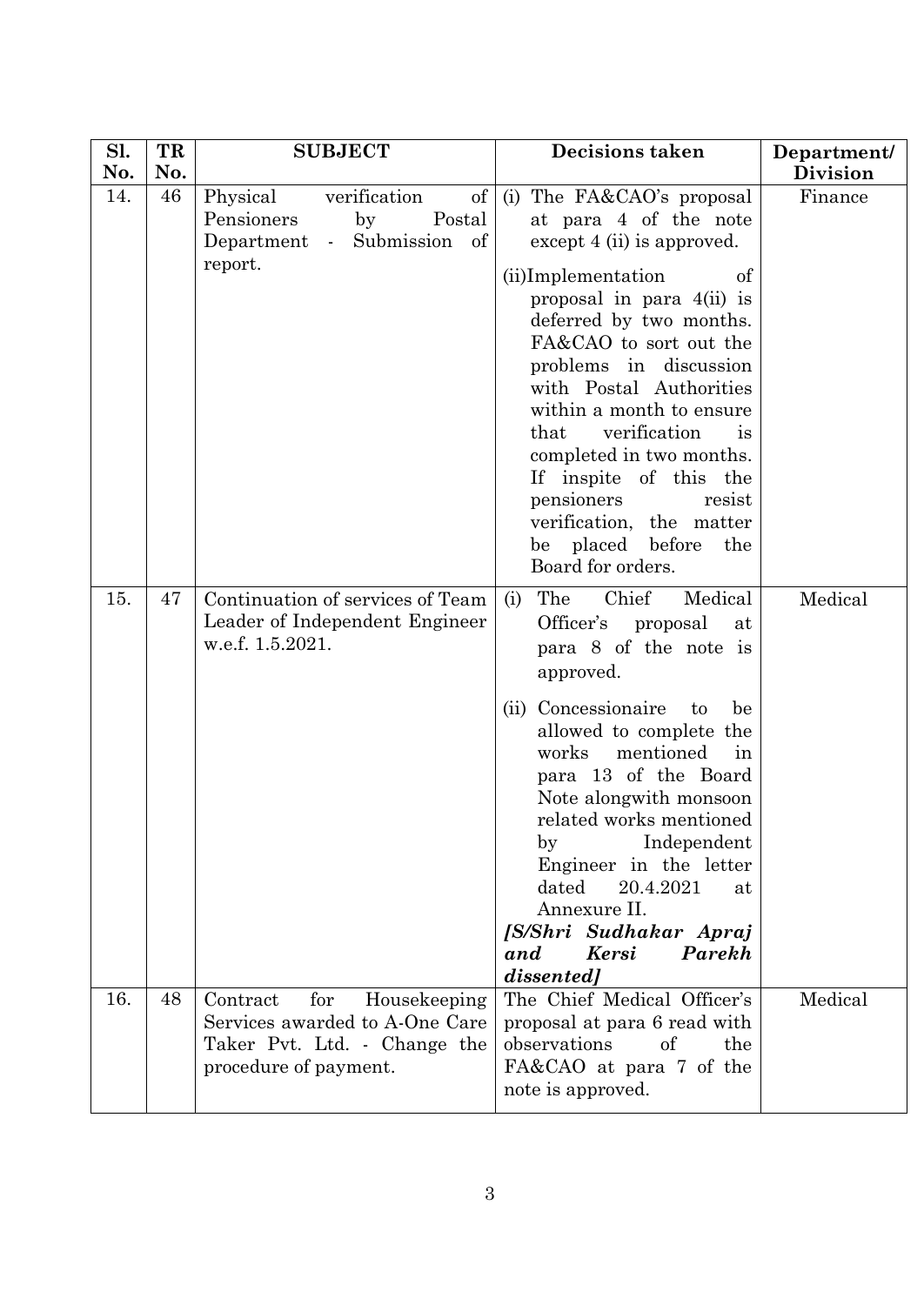| Sl. No. | TR No. | SUBJECT | Decisions taken | Department/ Division |
|---|---|---|---|---|
| 14. | 46 | Physical verification of Pensioners by Postal Department - Submission of report. | (i) The FA&CAO's proposal at para 4 of the note except 4 (ii) is approved.<br><br>(ii)Implementation of proposal in para 4(ii) is deferred by two months. FA&CAO to sort out the problems in discussion with Postal Authorities within a month to ensure that verification is completed in two months. If inspite of this the pensioners resist verification, the matter be placed before the Board for orders. | Finance |
| 15. | 47 | Continuation of services of Team Leader of Independent Engineer w.e.f. 1.5.2021. | (i) The Chief Medical Officer's proposal at para 8 of the note is approved.<br><br>(ii) Concessionaire to be allowed to complete the works mentioned in para 13 of the Board Note alongwith monsoon related works mentioned by Independent Engineer in the letter dated 20.4.2021 at Annexure II.<br>***[S/Shri Sudhakar Apraj and Kersi Parekh dissented]*** | Medical |
| 16. | 48 | Contract for Housekeeping Services awarded to A-One Care Taker Pvt. Ltd. - Change the procedure of payment. | The Chief Medical Officer's proposal at para 6 read with observations of the FA&CAO at para 7 of the note is approved. | Medical |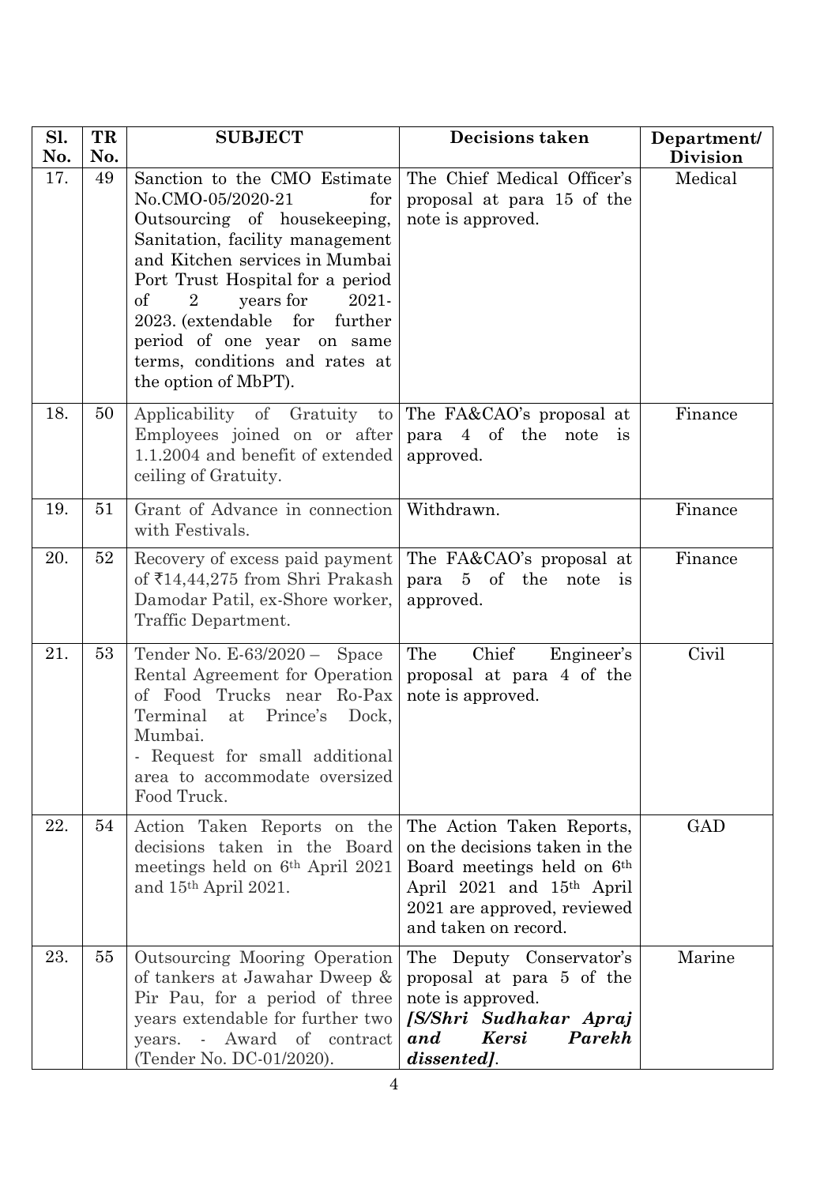| Sl. No. | TR No. | SUBJECT | Decisions taken | Department/ Division |
|---|---|---|---|---|
| 17. | 49 | Sanction to the CMO Estimate No.CMO-05/2020-21 for Outsourcing of housekeeping, Sanitation, facility management and Kitchen services in Mumbai Port Trust Hospital for a period of 2 years for 2021-2023. (extendable for further period of one year on same terms, conditions and rates at the option of MbPT). | The Chief Medical Officer's proposal at para 15 of the note is approved. | Medical |
| 18. | 50 | Applicability of Gratuity to Employees joined on or after 1.1.2004 and benefit of extended ceiling of Gratuity. | The FA&CAO's proposal at para 4 of the note is approved. | Finance |
| 19. | 51 | Grant of Advance in connection with Festivals. | Withdrawn. | Finance |
| 20. | 52 | Recovery of excess paid payment of ₹14,44,275 from Shri Prakash Damodar Patil, ex-Shore worker, Traffic Department. | The FA&CAO's proposal at para 5 of the note is approved. | Finance |
| 21. | 53 | Tender No. E-63/2020 – Space Rental Agreement for Operation of Food Trucks near Ro-Pax Terminal at Prince's Dock, Mumbai.<br>- Request for small additional area to accommodate oversized Food Truck. | The Chief Engineer's proposal at para 4 of the note is approved. | Civil |
| 22. | 54 | Action Taken Reports on the decisions taken in the Board meetings held on 6th April 2021 and 15th April 2021. | The Action Taken Reports, on the decisions taken in the Board meetings held on 6th April 2021 and 15th April 2021 are approved, reviewed and taken on record. | GAD |
| 23. | 55 | Outsourcing Mooring Operation of tankers at Jawahar Dweep & Pir Pau, for a period of three years extendable for further two years. - Award of contract (Tender No. DC-01/2020). | The Deputy Conservator's proposal at para 5 of the note is approved.<br>***[S/Shri Sudhakar Apraj and Kersi Parekh dissented]***. | Marine |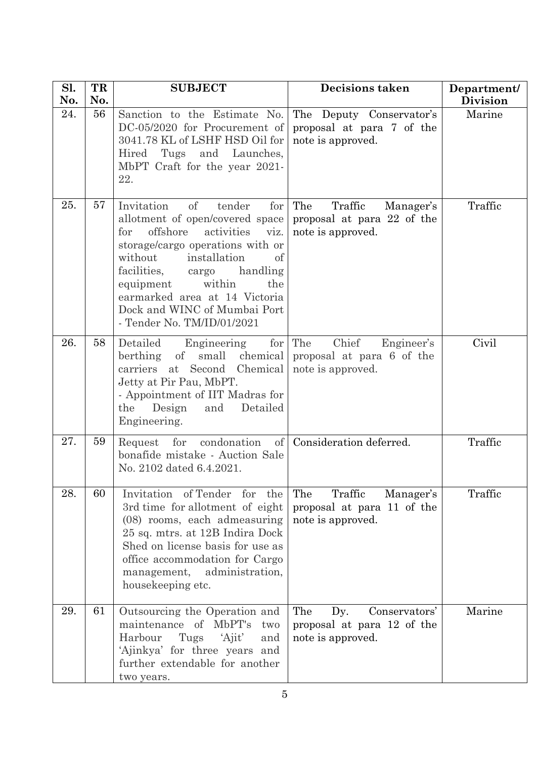| Sl. No. | TR No. | SUBJECT | Decisions taken | Department/ Division |
|---|---|---|---|---|
| 24. | 56 | Sanction to the Estimate No. DC-05/2020 for Procurement of 3041.78 KL of LSHF HSD Oil for Hired Tugs and Launches, MbPT Craft for the year 2021-22. | The Deputy Conservator's proposal at para 7 of the note is approved. | Marine |
| 25. | 57 | Invitation of tender for allotment of open/covered space for offshore activities viz. storage/cargo operations with or without installation of facilities, cargo handling equipment within the earmarked area at 14 Victoria Dock and WINC of Mumbai Port - Tender No. TM/ID/01/2021 | The Traffic Manager's proposal at para 22 of the note is approved. | Traffic |
| 26. | 58 | Detailed Engineering for berthing of small chemical carriers at Second Chemical Jetty at Pir Pau, MbPT. - Appointment of IIT Madras for the Design and Detailed Engineering. | The Chief Engineer's proposal at para 6 of the note is approved. | Civil |
| 27. | 59 | Request for condonation of bonafide mistake - Auction Sale No. 2102 dated 6.4.2021. | Consideration deferred. | Traffic |
| 28. | 60 | Invitation of Tender for the 3rd time for allotment of eight (08) rooms, each admeasuring 25 sq. mtrs. at 12B Indira Dock Shed on license basis for use as office accommodation for Cargo management, administration, housekeeping etc. | The Traffic Manager's proposal at para 11 of the note is approved. | Traffic |
| 29. | 61 | Outsourcing the Operation and maintenance of MbPT's two Harbour Tugs 'Ajit' and 'Ajinkya' for three years and further extendable for another two years. | The Dy. Conservators' proposal at para 12 of the note is approved. | Marine |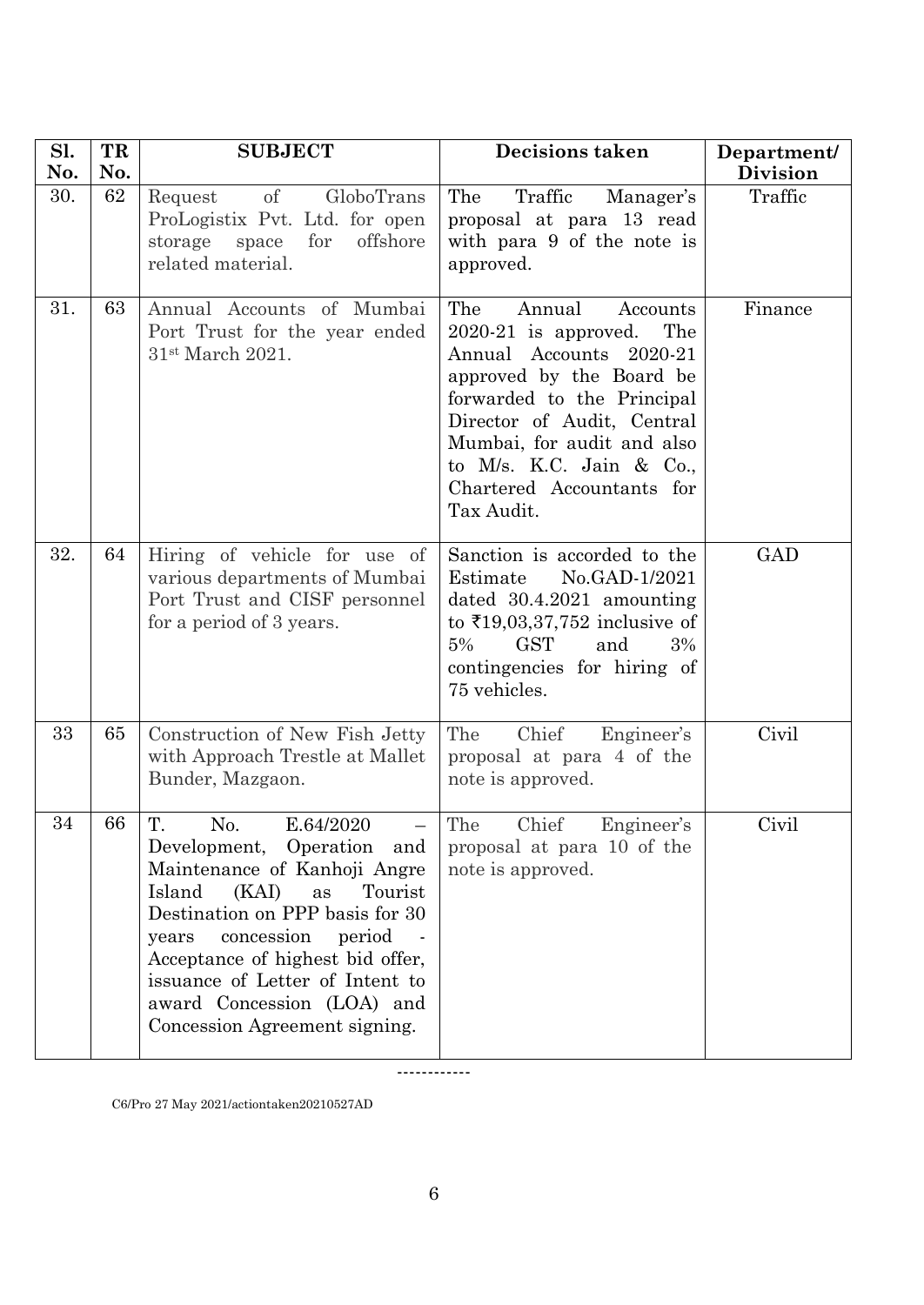| Sl. No. | TR No. | SUBJECT | Decisions taken | Department/ Division |
|---|---|---|---|---|
| 30. | 62 | Request of GloboTrans ProLogistix Pvt. Ltd. for open storage space for offshore related material. | The Traffic Manager's proposal at para 13 read with para 9 of the note is approved. | Traffic |
| 31. | 63 | Annual Accounts of Mumbai Port Trust for the year ended 31st March 2021. | The Annual Accounts 2020-21 is approved. The Annual Accounts 2020-21 approved by the Board be forwarded to the Principal Director of Audit, Central Mumbai, for audit and also to M/s. K.C. Jain & Co., Chartered Accountants for Tax Audit. | Finance |
| 32. | 64 | Hiring of vehicle for use of various departments of Mumbai Port Trust and CISF personnel for a period of 3 years. | Sanction is accorded to the Estimate No.GAD-1/2021 dated 30.4.2021 amounting to ₹19,03,37,752 inclusive of 5% GST and 3% contingencies for hiring of 75 vehicles. | GAD |
| 33 | 65 | Construction of New Fish Jetty with Approach Trestle at Mallet Bunder, Mazgaon. | The Chief Engineer's proposal at para 4 of the note is approved. | Civil |
| 34 | 66 | T. No. E.64/2020 – Development, Operation and Maintenance of Kanhoji Angre Island (KAI) as Tourist Destination on PPP basis for 30 years concession period - Acceptance of highest bid offer, issuance of Letter of Intent to award Concession (LOA) and Concession Agreement signing. | The Chief Engineer's proposal at para 10 of the note is approved. | Civil |

-----------

C6/Pro 27 May 2021/actiontaken20210527AD